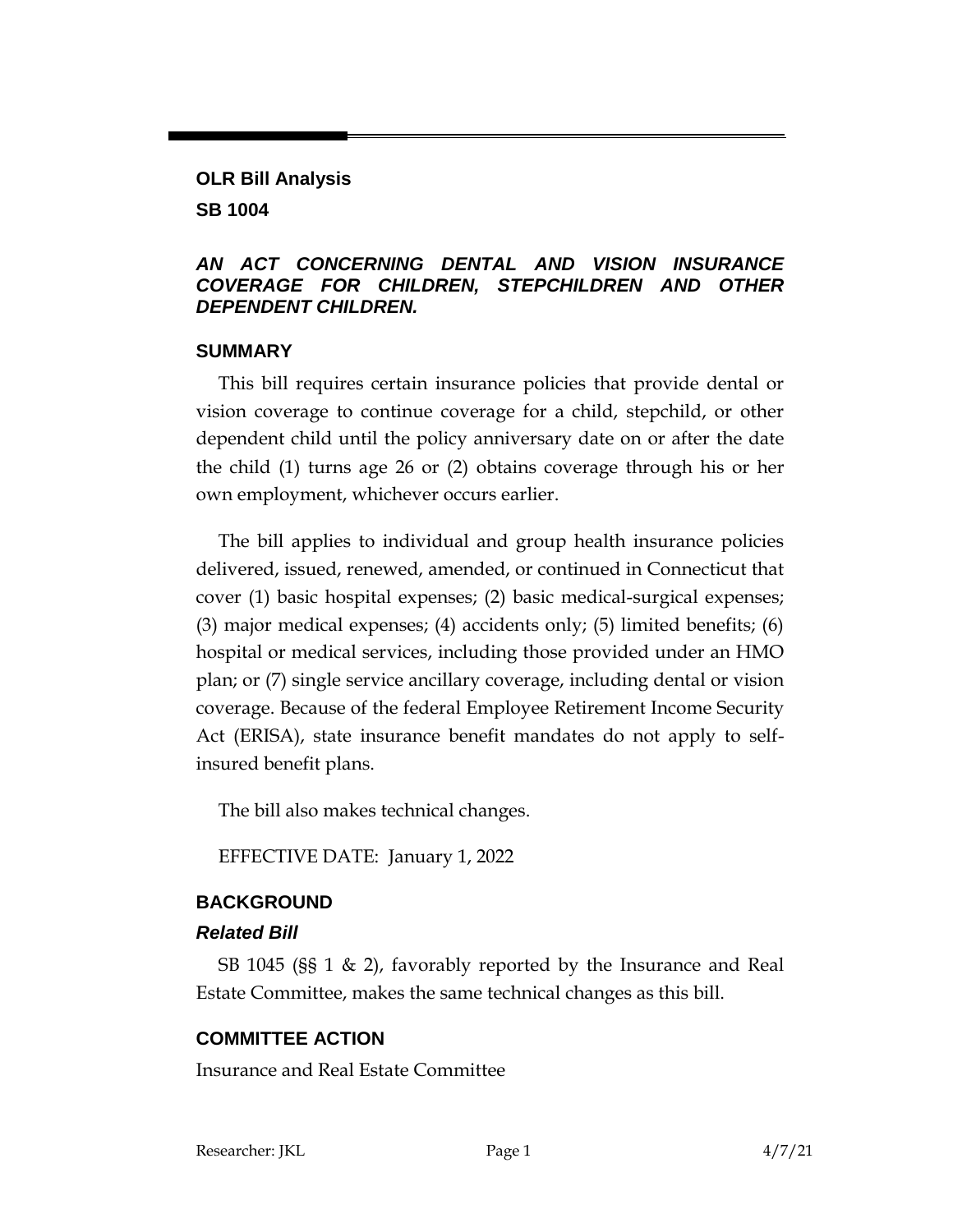# OLR Bill Analysis

## SB 1004

### *AN ACT CONCERNING DENTAL AND VISION INSURANCE COVERAGE FOR CHILDREN, STEPCHILDREN AND OTHER DEPENDENT CHILDREN.*

## SUMMARY

This bill requires certain insurance policies that provide dental or vision coverage to continue coverage for a child, stepchild, or other dependent child until the policy anniversary date on or after the date the child (1) turns age 26 or (2) obtains coverage through his or her own employment, whichever occurs earlier.

The bill applies to individual and group health insurance policies delivered, issued, renewed, amended, or continued in Connecticut that cover (1) basic hospital expenses; (2) basic medical-surgical expenses; (3) major medical expenses; (4) accidents only; (5) limited benefits; (6) hospital or medical services, including those provided under an HMO plan; or (7) single service ancillary coverage, including dental or vision coverage. Because of the federal Employee Retirement Income Security Act (ERISA), state insurance benefit mandates do not apply to self-insured benefit plans.

The bill also makes technical changes.

EFFECTIVE DATE: January 1, 2022

## BACKGROUND

### *Related Bill*

SB 1045 (§§ 1 & 2), favorably reported by the Insurance and Real Estate Committee, makes the same technical changes as this bill.

## COMMITTEE ACTION

Insurance and Real Estate Committee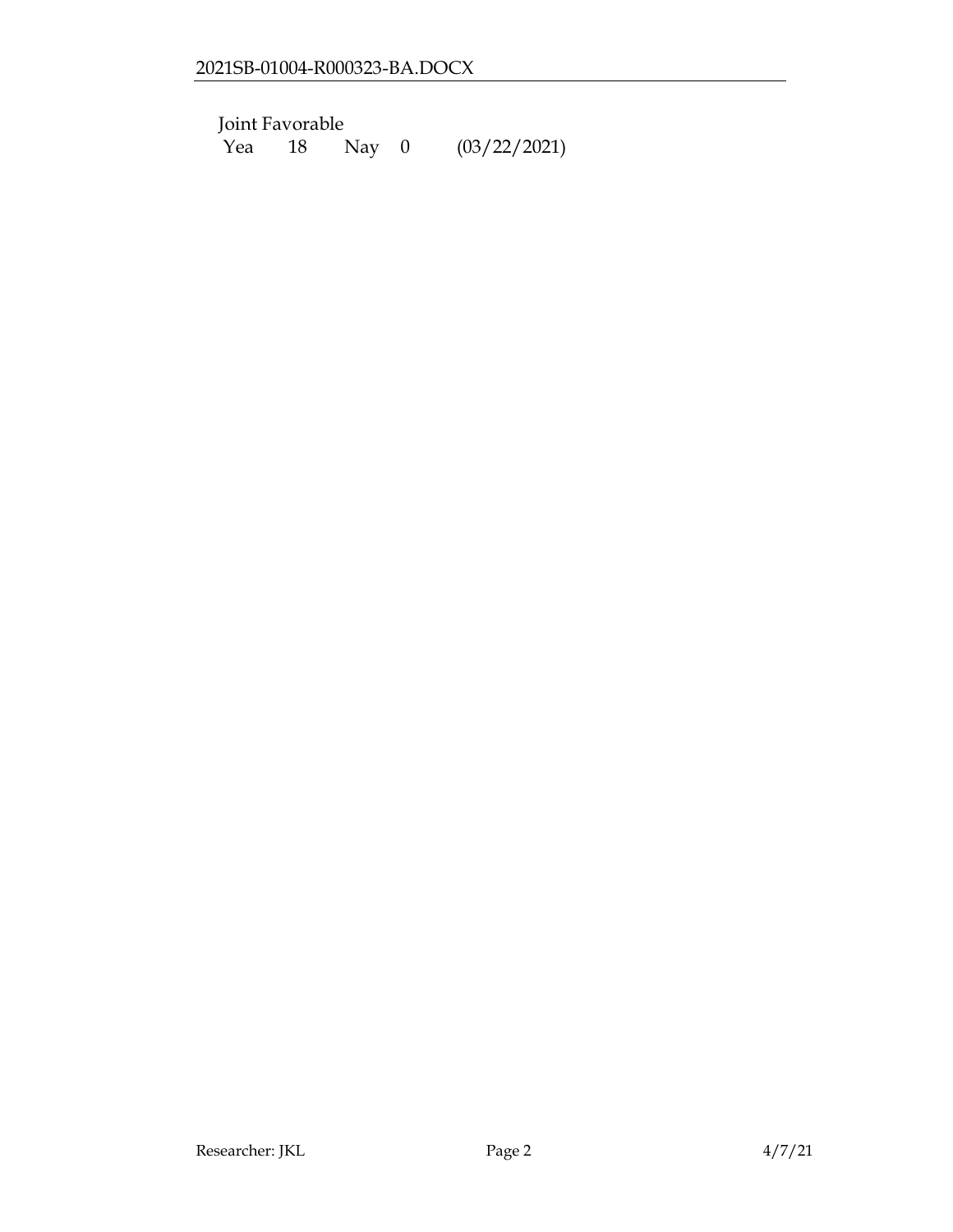Joint Favorable

| | | | | |
|---|---|---|---|---|
| Yea | 18 | Nay | 0 | (03/22/2021) |